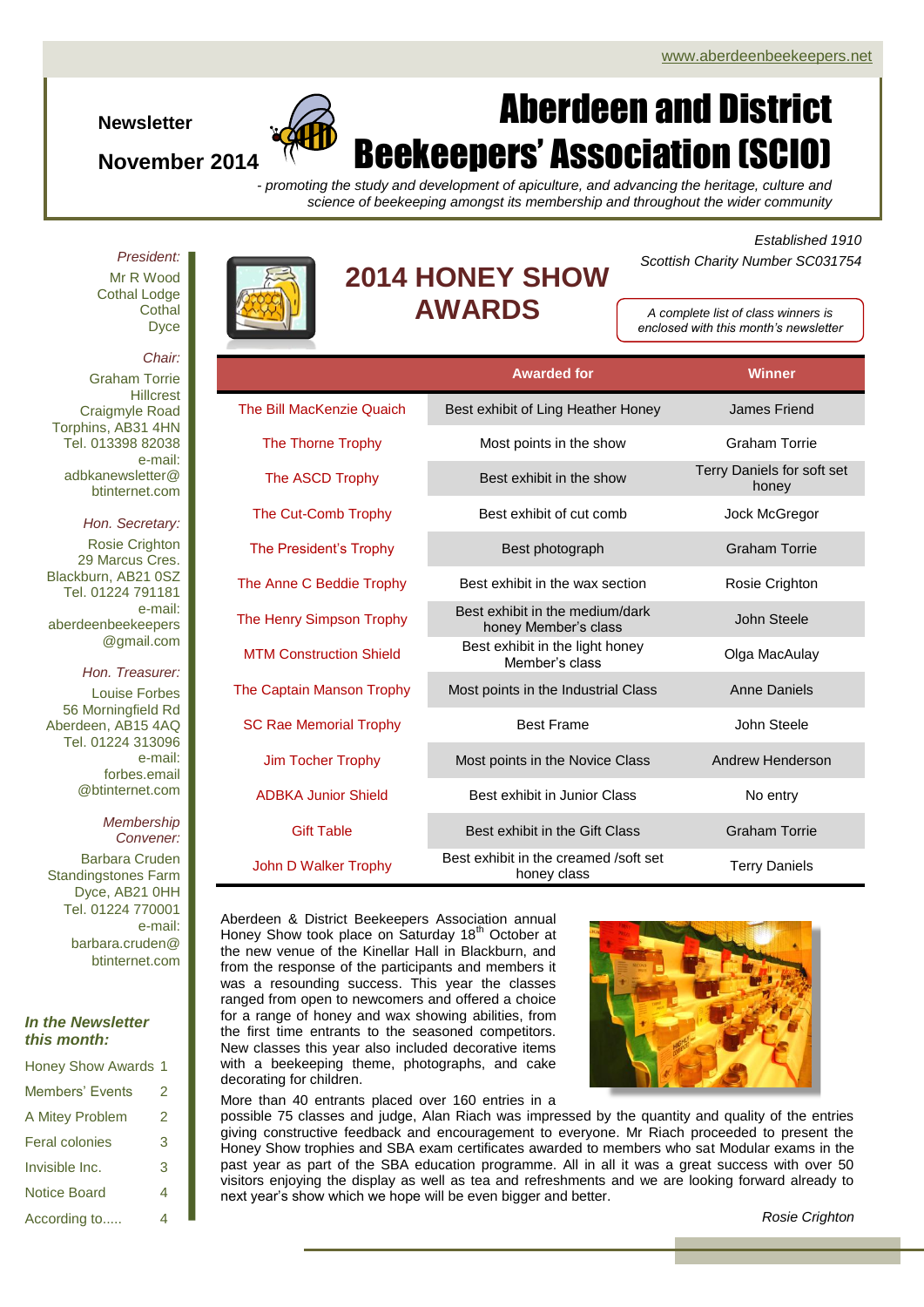www.aberdeenbeekeepers.net

**Newsletter**

**November 2014**

# Aberdeen and District Beekeepers' Association (SCIO)

*- promoting the study and development of apiculture, and advancing the heritage, culture and science of beekeeping amongst its membership and throughout the wider community*

*Established 1910*

*Scottish Charity Number SC031754*

*President:*
Mr R Wood
Cothal Lodge
Cothal
Dyce

*Chair:*
Graham Torrie
Hillcrest
Craigmyle Road
Torphins, AB31 4HN
Tel. 013398 82038
e-mail:
adbkanewsletter@btinternet.com

*Hon. Secretary:*
Rosie Crighton
29 Marcus Cres.
Blackburn, AB21 0SZ
Tel. 01224 791181
e-mail:
aberdeenbeekeepers@gmail.com

*Hon. Treasurer:*
Louise Forbes
56 Morningfield Rd
Aberdeen, AB15 4AQ
Tel. 01224 313096
e-mail:
forbes.email@btinternet.com

*Membership Convener:*
Barbara Cruden
Standingstones Farm
Dyce, AB21 0HH
Tel. 01224 770001
e-mail:
barbara.cruden@btinternet.com

***In the Newsletter this month:***

| | |
|---|---|
| Honey Show Awards | 1 |
| Members' Events | 2 |
| A Mitey Problem | 2 |
| Feral colonies | 3 |
| Invisible Inc. | 3 |
| Notice Board | 4 |
| According to..... | 4 |

## 2014 HONEY SHOW AWARDS

*A complete list of class winners is enclosed with this month's newsletter*

| | Awarded for | Winner |
|---|---|---|
| The Bill MacKenzie Quaich | Best exhibit of Ling Heather Honey | James Friend |
| The Thorne Trophy | Most points in the show | Graham Torrie |
| The ASCD Trophy | Best exhibit in the show | Terry Daniels for soft set honey |
| The Cut-Comb Trophy | Best exhibit of cut comb | Jock McGregor |
| The President's Trophy | Best photograph | Graham Torrie |
| The Anne C Beddie Trophy | Best exhibit in the wax section | Rosie Crighton |
| The Henry Simpson Trophy | Best exhibit in the medium/dark honey Member's class | John Steele |
| MTM Construction Shield | Best exhibit in the light honey Member's class | Olga MacAulay |
| The Captain Manson Trophy | Most points in the Industrial Class | Anne Daniels |
| SC Rae Memorial Trophy | Best Frame | John Steele |
| Jim Tocher Trophy | Most points in the Novice Class | Andrew Henderson |
| ADBKA Junior Shield | Best exhibit in Junior Class | No entry |
| Gift Table | Best exhibit in the Gift Class | Graham Torrie |
| John D Walker Trophy | Best exhibit in the creamed /soft set honey class | Terry Daniels |

Aberdeen & District Beekeepers Association annual Honey Show took place on Saturday 18th October at the new venue of the Kinellar Hall in Blackburn, and from the response of the participants and members it was a resounding success. This year the classes ranged from open to newcomers and offered a choice for a range of honey and wax showing abilities, from the first time entrants to the seasoned competitors. New classes this year also included decorative items with a beekeeping theme, photographs, and cake decorating for children.

More than 40 entrants placed over 160 entries in a possible 75 classes and judge, Alan Riach was impressed by the quantity and quality of the entries giving constructive feedback and encouragement to everyone. Mr Riach proceeded to present the Honey Show trophies and SBA exam certificates awarded to members who sat Modular exams in the past year as part of the SBA education programme. All in all it was a great success with over 50 visitors enjoying the display as well as tea and refreshments and we are looking forward already to next year's show which we hope will be even bigger and better.

*Rosie Crighton*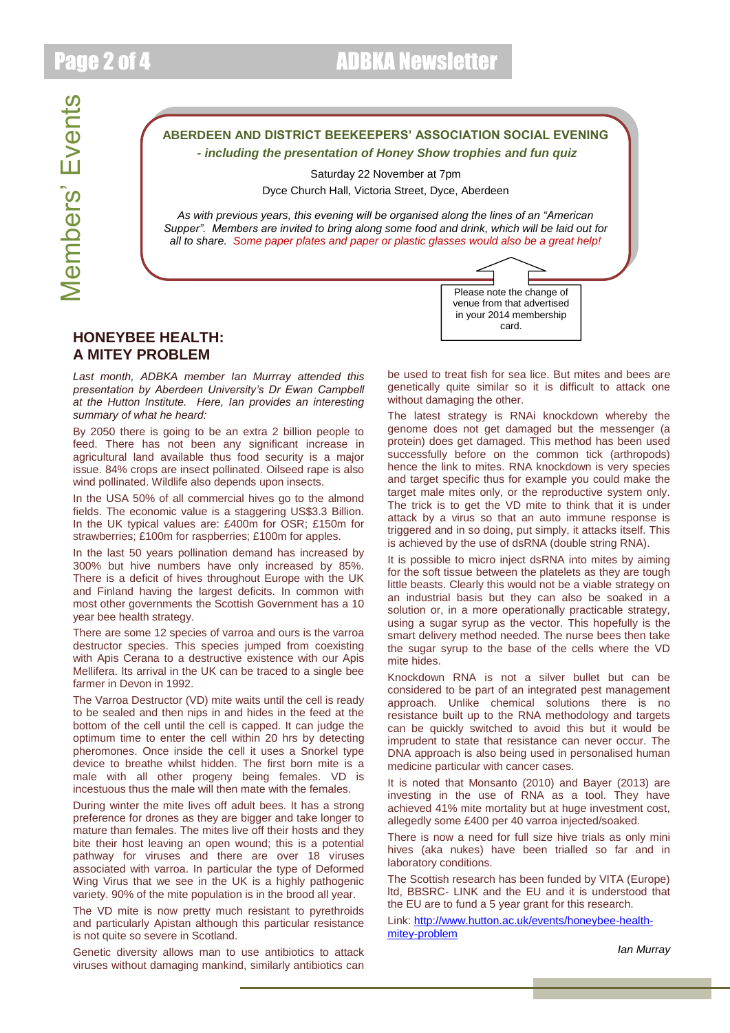Members' Events

**ABERDEEN AND DISTRICT BEEKEEPERS' ASSOCIATION SOCIAL EVENING**

***- including the presentation of Honey Show trophies and fun quiz***

Saturday 22 November at 7pm

Dyce Church Hall, Victoria Street, Dyce, Aberdeen

*As with previous years, this evening will be organised along the lines of an "American Supper". Members are invited to bring along some food and drink, which will be laid out for all to share. Some paper plates and paper or plastic glasses would also be a great help!*

Please note the change of venue from that advertised in your 2014 membership card.

## HONEYBEE HEALTH: A MITEY PROBLEM

*Last month, ADBKA member Ian Murrray attended this presentation by Aberdeen University's Dr Ewan Campbell at the Hutton Institute. Here, Ian provides an interesting summary of what he heard:*

By 2050 there is going to be an extra 2 billion people to feed. There has not been any significant increase in agricultural land available thus food security is a major issue. 84% crops are insect pollinated. Oilseed rape is also wind pollinated. Wildlife also depends upon insects.

In the USA 50% of all commercial hives go to the almond fields. The economic value is a staggering US$3.3 Billion. In the UK typical values are: £400m for OSR; £150m for strawberries; £100m for raspberries; £100m for apples.

In the last 50 years pollination demand has increased by 300% but hive numbers have only increased by 85%. There is a deficit of hives throughout Europe with the UK and Finland having the largest deficits. In common with most other governments the Scottish Government has a 10 year bee health strategy.

There are some 12 species of varroa and ours is the varroa destructor species. This species jumped from coexisting with Apis Cerana to a destructive existence with our Apis Mellifera. Its arrival in the UK can be traced to a single bee farmer in Devon in 1992.

The Varroa Destructor (VD) mite waits until the cell is ready to be sealed and then nips in and hides in the feed at the bottom of the cell until the cell is capped. It can judge the optimum time to enter the cell within 20 hrs by detecting pheromones. Once inside the cell it uses a Snorkel type device to breathe whilst hidden. The first born mite is a male with all other progeny being females. VD is incestuous thus the male will then mate with the females.

During winter the mite lives off adult bees. It has a strong preference for drones as they are bigger and take longer to mature than females. The mites live off their hosts and they bite their host leaving an open wound; this is a potential pathway for viruses and there are over 18 viruses associated with varroa. In particular the type of Deformed Wing Virus that we see in the UK is a highly pathogenic variety. 90% of the mite population is in the brood all year.

The VD mite is now pretty much resistant to pyrethroids and particularly Apistan although this particular resistance is not quite so severe in Scotland.

Genetic diversity allows man to use antibiotics to attack viruses without damaging mankind, similarly antibiotics can be used to treat fish for sea lice. But mites and bees are genetically quite similar so it is difficult to attack one without damaging the other.

The latest strategy is RNAi knockdown whereby the genome does not get damaged but the messenger (a protein) does get damaged. This method has been used successfully before on the common tick (arthropods) hence the link to mites. RNA knockdown is very species and target specific thus for example you could make the target male mites only, or the reproductive system only. The trick is to get the VD mite to think that it is under attack by a virus so that an auto immune response is triggered and in so doing, put simply, it attacks itself. This is achieved by the use of dsRNA (double string RNA).

It is possible to micro inject dsRNA into mites by aiming for the soft tissue between the platelets as they are tough little beasts. Clearly this would not be a viable strategy on an industrial basis but they can also be soaked in a solution or, in a more operationally practicable strategy, using a sugar syrup as the vector. This hopefully is the smart delivery method needed. The nurse bees then take the sugar syrup to the base of the cells where the VD mite hides.

Knockdown RNA is not a silver bullet but can be considered to be part of an integrated pest management approach. Unlike chemical solutions there is no resistance built up to the RNA methodology and targets can be quickly switched to avoid this but it would be imprudent to state that resistance can never occur. The DNA approach is also being used in personalised human medicine particular with cancer cases.

It is noted that Monsanto (2010) and Bayer (2013) are investing in the use of RNA as a tool. They have achieved 41% mite mortality but at huge investment cost, allegedly some £400 per 40 varroa injected/soaked.

There is now a need for full size hive trials as only mini hives (aka nukes) have been trialled so far and in laboratory conditions.

The Scottish research has been funded by VITA (Europe) ltd, BBSRC- LINK and the EU and it is understood that the EU are to fund a 5 year grant for this research.

Link: [http://www.hutton.ac.uk/events/honeybee-health-mitey-problem](http://www.hutton.ac.uk/events/honeybee-health-mitey-problem)

*Ian Murray*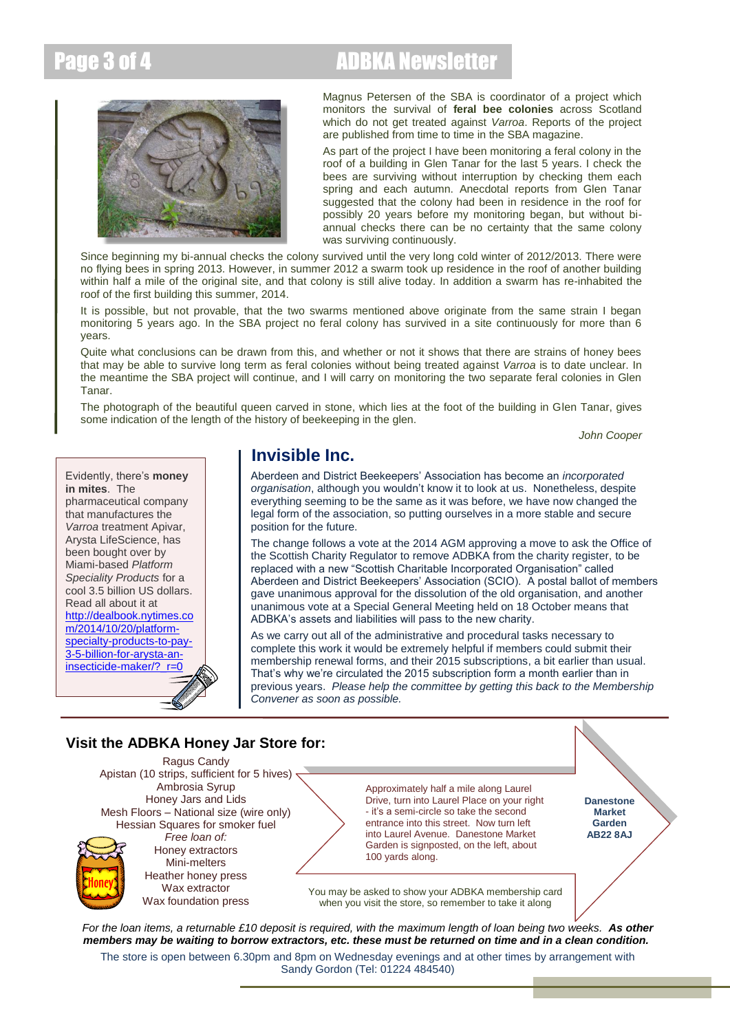Magnus Petersen of the SBA is coordinator of a project which monitors the survival of **feral bee colonies** across Scotland which do not get treated against *Varroa*. Reports of the project are published from time to time in the SBA magazine.

As part of the project I have been monitoring a feral colony in the roof of a building in Glen Tanar for the last 5 years. I check the bees are surviving without interruption by checking them each spring and each autumn. Anecdotal reports from Glen Tanar suggested that the colony had been in residence in the roof for possibly 20 years before my monitoring began, but without bi-annual checks there can be no certainty that the same colony was surviving continuously.

Since beginning my bi-annual checks the colony survived until the very long cold winter of 2012/2013. There were no flying bees in spring 2013. However, in summer 2012 a swarm took up residence in the roof of another building within half a mile of the original site, and that colony is still alive today. In addition a swarm has re-inhabited the roof of the first building this summer, 2014.

It is possible, but not provable, that the two swarms mentioned above originate from the same strain I began monitoring 5 years ago. In the SBA project no feral colony has survived in a site continuously for more than 6 years.

Quite what conclusions can be drawn from this, and whether or not it shows that there are strains of honey bees that may be able to survive long term as feral colonies without being treated against *Varroa* is to date unclear. In the meantime the SBA project will continue, and I will carry on monitoring the two separate feral colonies in Glen Tanar.

The photograph of the beautiful queen carved in stone, which lies at the foot of the building in Glen Tanar, gives some indication of the length of the history of beekeeping in the glen.

*John Cooper*

Evidently, there's **money in mites**. The pharmaceutical company that manufactures the *Varroa* treatment Apivar, Arysta LifeScience, has been bought over by Miami-based *Platform Speciality Products* for a cool 3.5 billion US dollars. Read all about it at http://dealbook.nytimes.com/2014/10/20/platform-specialty-products-to-pay-3-5-billion-for-arysta-an-insecticide-maker/?_r=0

## Invisible Inc.

Aberdeen and District Beekeepers' Association has become an *incorporated organisation*, although you wouldn't know it to look at us. Nonetheless, despite everything seeming to be the same as it was before, we have now changed the legal form of the association, so putting ourselves in a more stable and secure position for the future.

The change follows a vote at the 2014 AGM approving a move to ask the Office of the Scottish Charity Regulator to remove ADBKA from the charity register, to be replaced with a new "Scottish Charitable Incorporated Organisation" called Aberdeen and District Beekeepers' Association (SCIO). A postal ballot of members gave unanimous approval for the dissolution of the old organisation, and another unanimous vote at a Special General Meeting held on 18 October means that ADBKA's assets and liabilities will pass to the new charity.

As we carry out all of the administrative and procedural tasks necessary to complete this work it would be extremely helpful if members could submit their membership renewal forms, and their 2015 subscriptions, a bit earlier than usual. That's why we're circulated the 2015 subscription form a month earlier than in previous years. *Please help the committee by getting this back to the Membership Convener as soon as possible.*

## Visit the ADBKA Honey Jar Store for:

Ragus Candy
Apistan (10 strips, sufficient for 5 hives)
Ambrosia Syrup
Honey Jars and Lids
Mesh Floors – National size (wire only)
Hessian Squares for smoker fuel
*Free loan of:*
Honey extractors
Mini-melters
Heather honey press
Wax extractor
Wax foundation press

Approximately half a mile along Laurel Drive, turn into Laurel Place on your right - it's a semi-circle so take the second entrance into this street. Now turn left into Laurel Avenue. Danestone Market Garden is signposted, on the left, about 100 yards along.

**Danestone Market Garden AB22 8AJ**

You may be asked to show your ADBKA membership card when you visit the store, so remember to take it along

*For the loan items, a returnable £10 deposit is required, with the maximum length of loan being two weeks.* ***As other members may be waiting to borrow extractors, etc. these must be returned on time and in a clean condition.***

The store is open between 6.30pm and 8pm on Wednesday evenings and at other times by arrangement with Sandy Gordon (Tel: 01224 484540)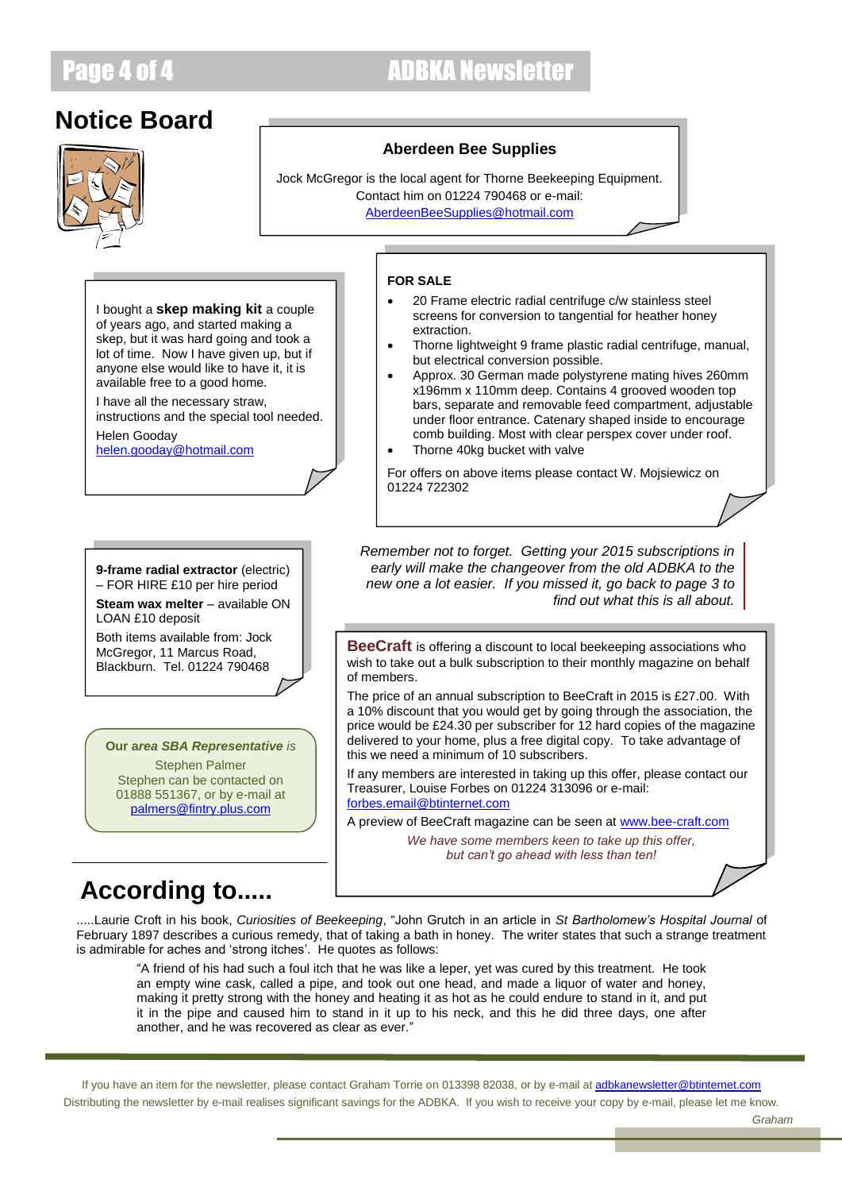# Notice Board

### Aberdeen Bee Supplies

Jock McGregor is the local agent for Thorne Beekeeping Equipment. Contact him on 01224 790468 or e-mail: AberdeenBeeSupplies@hotmail.com

I bought a **skep making kit** a couple of years ago, and started making a skep, but it was hard going and took a lot of time. Now I have given up, but if anyone else would like to have it, it is available free to a good home.

I have all the necessary straw, instructions and the special tool needed.

Helen Gooday
helen.gooday@hotmail.com

**FOR SALE**

- 20 Frame electric radial centrifuge c/w stainless steel screens for conversion to tangential for heather honey extraction.
- Thorne lightweight 9 frame plastic radial centrifuge, manual, but electrical conversion possible.
- Approx. 30 German made polystyrene mating hives 260mm x196mm x 110mm deep. Contains 4 grooved wooden top bars, separate and removable feed compartment, adjustable under floor entrance. Catenary shaped inside to encourage comb building. Most with clear perspex cover under roof.
- Thorne 40kg bucket with valve

For offers on above items please contact W. Mojsiewicz on 01224 722302

**9-frame radial extractor** (electric) – FOR HIRE £10 per hire period

**Steam wax melter** – available ON LOAN £10 deposit

Both items available from: Jock McGregor, 11 Marcus Road, Blackburn. Tel. 01224 790468

*Remember not to forget. Getting your 2015 subscriptions in early will make the changeover from the old ADBKA to the new one a lot easier. If you missed it, go back to page 3 to find out what this is all about.*

**Our area SBA Representative** *is*
Stephen Palmer
Stephen can be contacted on 01888 551367, or by e-mail at palmers@fintry.plus.com

**BeeCraft** is offering a discount to local beekeeping associations who wish to take out a bulk subscription to their monthly magazine on behalf of members.

The price of an annual subscription to BeeCraft in 2015 is £27.00. With a 10% discount that you would get by going through the association, the price would be £24.30 per subscriber for 12 hard copies of the magazine delivered to your home, plus a free digital copy. To take advantage of this we need a minimum of 10 subscribers.

If any members are interested in taking up this offer, please contact our Treasurer, Louise Forbes on 01224 313096 or e-mail: forbes.email@btinternet.com

A preview of BeeCraft magazine can be seen at www.bee-craft.com

*We have some members keen to take up this offer, but can't go ahead with less than ten!*

# According to.....

.....Laurie Croft in his book, *Curiosities of Beekeeping*, "John Grutch in an article in *St Bartholomew's Hospital Journal* of February 1897 describes a curious remedy, that of taking a bath in honey. The writer states that such a strange treatment is admirable for aches and 'strong itches'. He quotes as follows:

> "A friend of his had such a foul itch that he was like a leper, yet was cured by this treatment. He took an empty wine cask, called a pipe, and took out one head, and made a liquor of water and honey, making it pretty strong with the honey and heating it as hot as he could endure to stand in it, and put it in the pipe and caused him to stand in it up to his neck, and this he did three days, one after another, and he was recovered as clear as ever."

If you have an item for the newsletter, please contact Graham Torrie on 013398 82038, or by e-mail at adbkanewsletter@btinternet.com
Distributing the newsletter by e-mail realises significant savings for the ADBKA. If you wish to receive your copy by e-mail, please let me know.

*Graham*